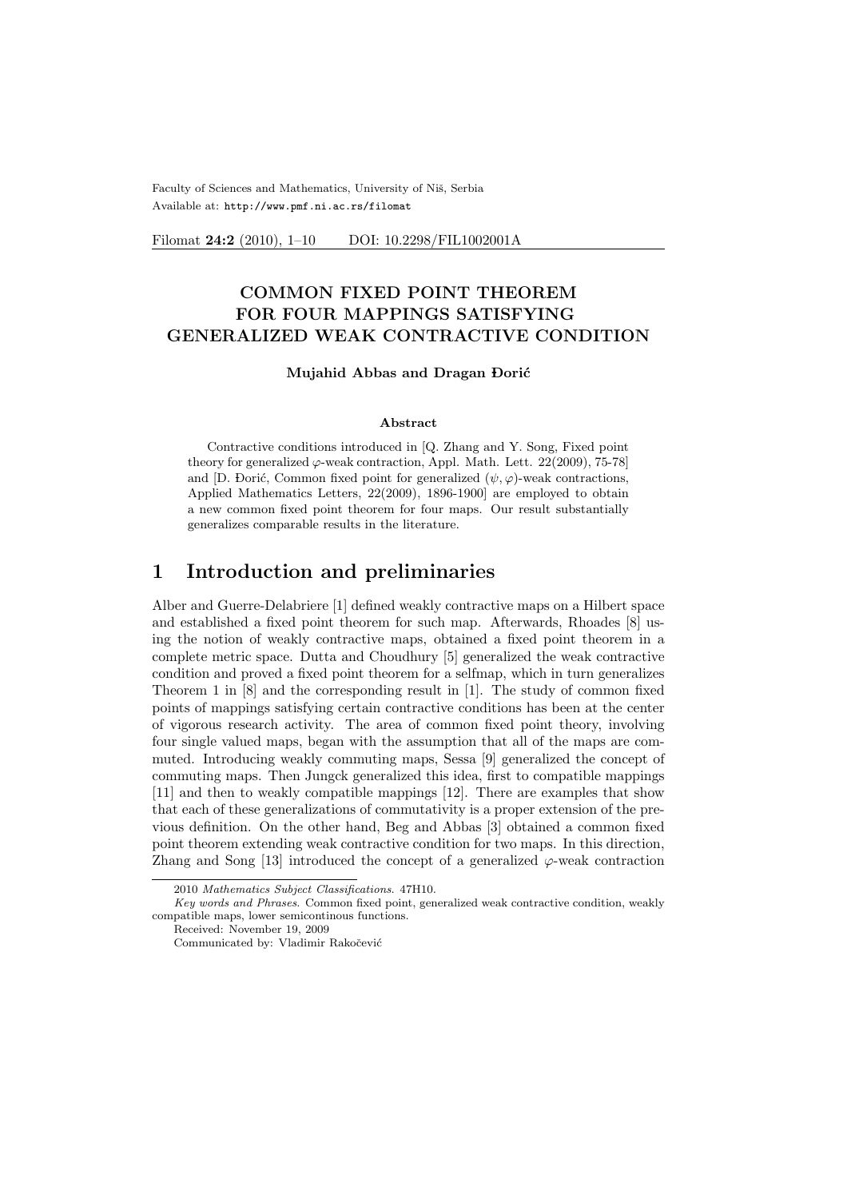Faculty of Sciences and Mathematics, University of Niš, Serbia
Available at: http://www.pmf.ni.ac.rs/filomat

Filomat **24:2** (2010), 1–10 DOI: 10.2298/FIL1002001A

# COMMON FIXED POINT THEOREM FOR FOUR MAPPINGS SATISFYING GENERALIZED WEAK CONTRACTIVE CONDITION

**Mujahid Abbas and Dragan Ðorić**

**Abstract**

Contractive conditions introduced in [Q. Zhang and Y. Song, Fixed point theory for generalized $\varphi$-weak contraction, Appl. Math. Lett. 22(2009), 75-78] and [D. Ðorić, Common fixed point for generalized $(\psi, \varphi)$-weak contractions, Applied Mathematics Letters, 22(2009), 1896-1900] are employed to obtain a new common fixed point theorem for four maps. Our result substantially generalizes comparable results in the literature.

## 1 Introduction and preliminaries

Alber and Guerre-Delabriere [1] defined weakly contractive maps on a Hilbert space and established a fixed point theorem for such map. Afterwards, Rhoades [8] using the notion of weakly contractive maps, obtained a fixed point theorem in a complete metric space. Dutta and Choudhury [5] generalized the weak contractive condition and proved a fixed point theorem for a selfmap, which in turn generalizes Theorem 1 in [8] and the corresponding result in [1]. The study of common fixed points of mappings satisfying certain contractive conditions has been at the center of vigorous research activity. The area of common fixed point theory, involving four single valued maps, began with the assumption that all of the maps are commuted. Introducing weakly commuting maps, Sessa [9] generalized the concept of commuting maps. Then Jungck generalized this idea, first to compatible mappings [11] and then to weakly compatible mappings [12]. There are examples that show that each of these generalizations of commutativity is a proper extension of the previous definition. On the other hand, Beg and Abbas [3] obtained a common fixed point theorem extending weak contractive condition for two maps. In this direction, Zhang and Song [13] introduced the concept of a generalized $\varphi$-weak contraction

---

2010 *Mathematics Subject Classifications*. 47H10.

*Key words and Phrases*. Common fixed point, generalized weak contractive condition, weakly compatible maps, lower semicontinous functions.

Received: November 19, 2009

Communicated by: Vladimir Rakočević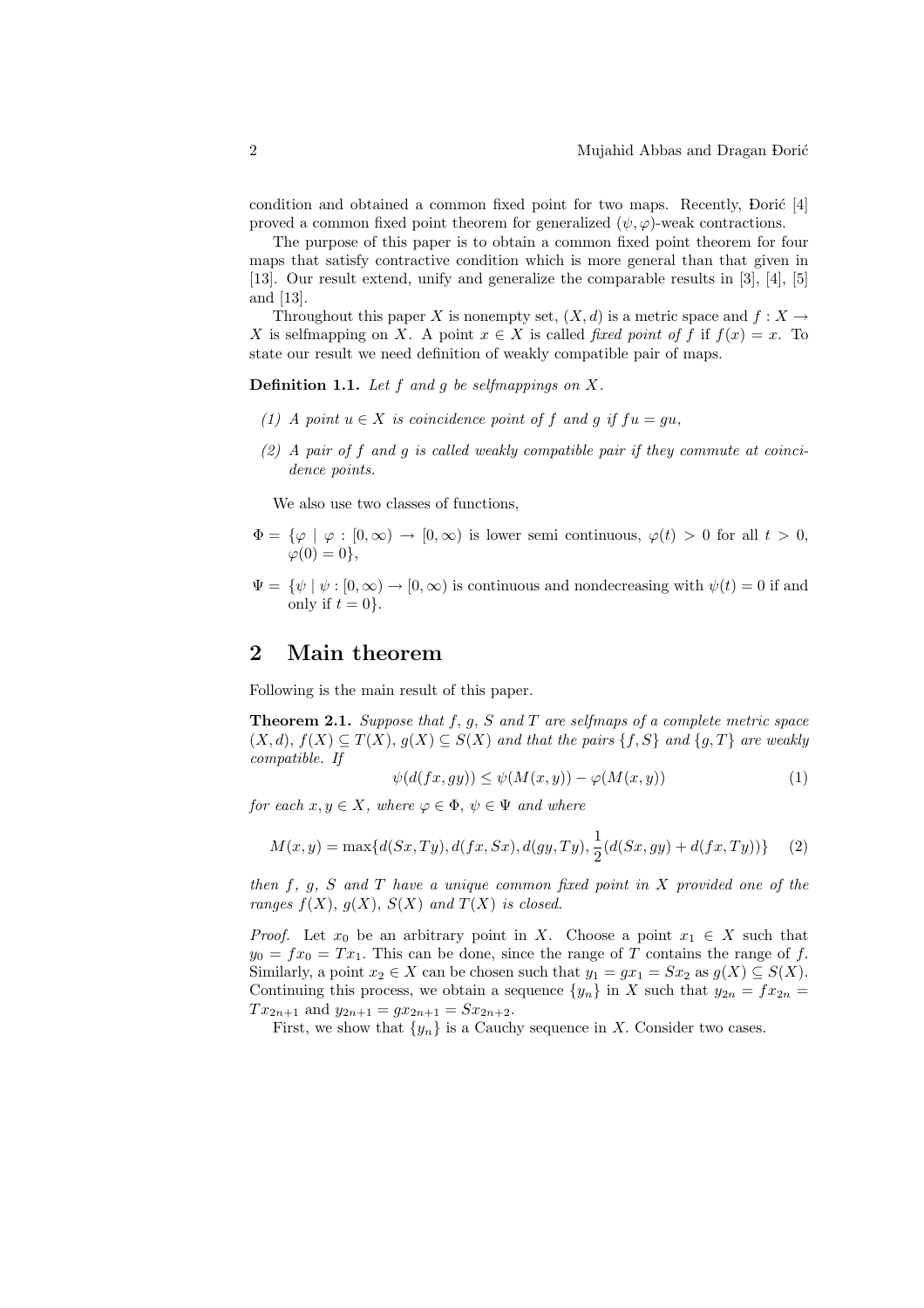condition and obtained a common fixed point for two maps. Recently, Đorić [4] proved a common fixed point theorem for generalized $(\psi, \varphi)$-weak contractions.

The purpose of this paper is to obtain a common fixed point theorem for four maps that satisfy contractive condition which is more general than that given in [13]. Our result extend, unify and generalize the comparable results in [3], [4], [5] and [13].

Throughout this paper $X$ is nonempty set, $(X, d)$ is a metric space and $f : X \to X$ is selfmapping on $X$. A point $x \in X$ is called *fixed point of $f$* if $f(x) = x$. To state our result we need definition of weakly compatible pair of maps.

**Definition 1.1.** *Let $f$ and $g$ be selfmappings on $X$.*

*(1) A point $u \in X$ is coincidence point of $f$ and $g$ if $fu = gu$,*

*(2) A pair of $f$ and $g$ is called weakly compatible pair if they commute at coincidence points.*

We also use two classes of functions,

$\Phi = \{\varphi \mid \varphi : [0, \infty) \to [0, \infty)$ is lower semi continuous, $\varphi(t) > 0$ for all $t > 0$, $\varphi(0) = 0\}$,

$\Psi = \{\psi \mid \psi : [0, \infty) \to [0, \infty)$ is continuous and nondecreasing with $\psi(t) = 0$ if and only if $t = 0\}$.

## 2 Main theorem

Following is the main result of this paper.

**Theorem 2.1.** *Suppose that $f$, $g$, $S$ and $T$ are selfmaps of a complete metric space $(X, d)$, $f(X) \subseteq T(X)$, $g(X) \subseteq S(X)$ and that the pairs $\{f, S\}$ and $\{g, T\}$ are weakly compatible. If*

$$\psi(d(fx, gy)) \leq \psi(M(x, y)) - \varphi(M(x, y)) \tag{1}$$

*for each $x, y \in X$, where $\varphi \in \Phi$, $\psi \in \Psi$ and where*

$$M(x, y) = \max\{d(Sx, Ty), d(fx, Sx), d(gy, Ty), \frac{1}{2}(d(Sx, gy) + d(fx, Ty))\} \tag{2}$$

*then $f$, $g$, $S$ and $T$ have a unique common fixed point in $X$ provided one of the ranges $f(X)$, $g(X)$, $S(X)$ and $T(X)$ is closed.*

*Proof.* Let $x_0$ be an arbitrary point in $X$. Choose a point $x_1 \in X$ such that $y_0 = fx_0 = Tx_1$. This can be done, since the range of $T$ contains the range of $f$. Similarly, a point $x_2 \in X$ can be chosen such that $y_1 = gx_1 = Sx_2$ as $g(X) \subseteq S(X)$. Continuing this process, we obtain a sequence $\{y_n\}$ in $X$ such that $y_{2n} = fx_{2n} = Tx_{2n+1}$ and $y_{2n+1} = gx_{2n+1} = Sx_{2n+2}$.

First, we show that $\{y_n\}$ is a Cauchy sequence in $X$. Consider two cases.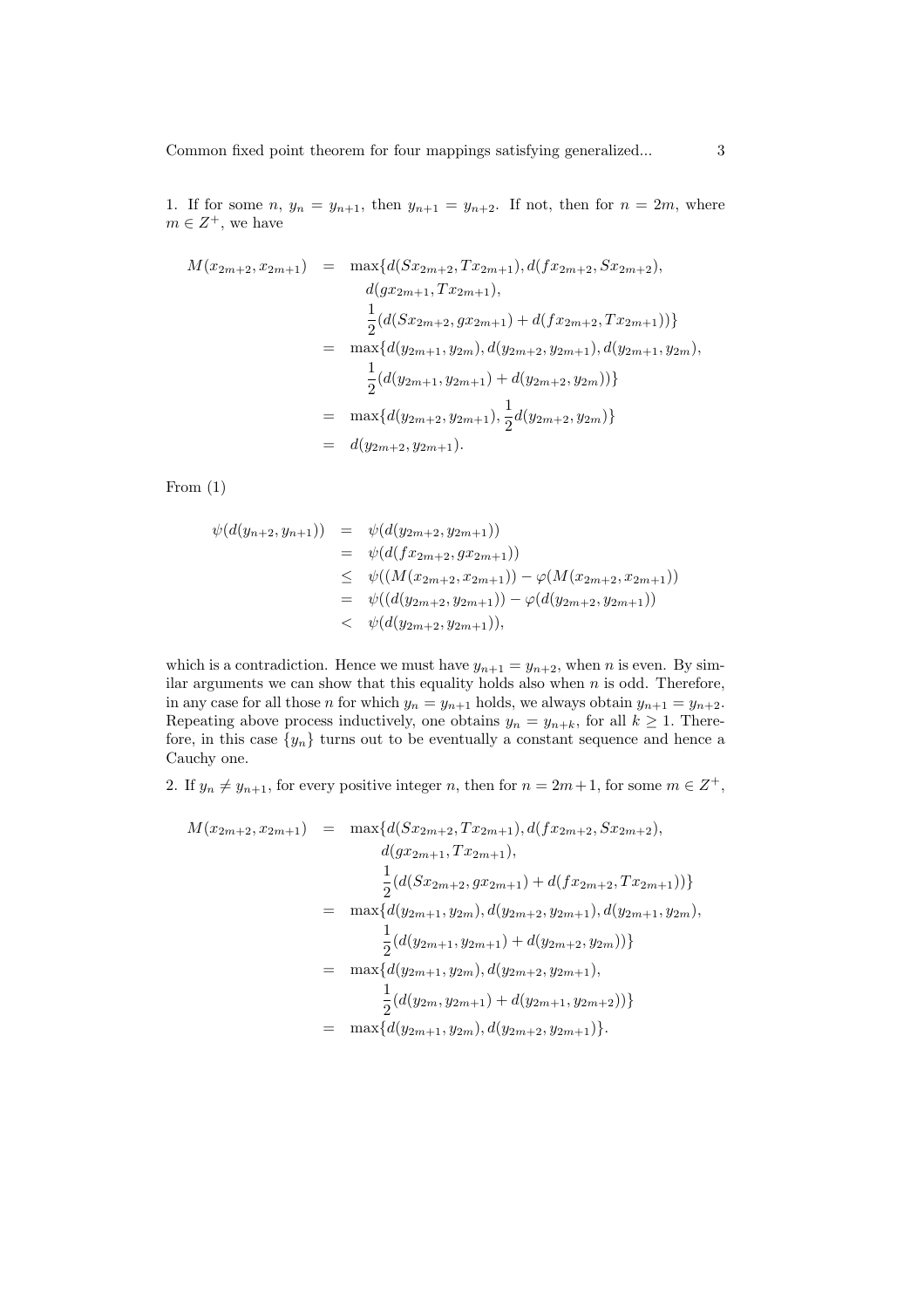1. If for some $n$, $y_n = y_{n+1}$, then $y_{n+1} = y_{n+2}$. If not, then for $n = 2m$, where $m \in Z^+$, we have

$$
\begin{aligned}
M(x_{2m+2}, x_{2m+1}) &= \max\{d(Sx_{2m+2}, Tx_{2m+1}), d(fx_{2m+2}, Sx_{2m+2}), \\
&\quad d(gx_{2m+1}, Tx_{2m+1}), \\
&\quad \frac{1}{2}(d(Sx_{2m+2}, gx_{2m+1}) + d(fx_{2m+2}, Tx_{2m+1}))\} \\
&= \max\{d(y_{2m+1}, y_{2m}), d(y_{2m+2}, y_{2m+1}), d(y_{2m+1}, y_{2m}), \\
&\quad \frac{1}{2}(d(y_{2m+1}, y_{2m+1}) + d(y_{2m+2}, y_{2m}))\} \\
&= \max\{d(y_{2m+2}, y_{2m+1}), \frac{1}{2}d(y_{2m+2}, y_{2m})\} \\
&= d(y_{2m+2}, y_{2m+1}).
\end{aligned}
$$

From (1)

$$
\begin{aligned}
\psi(d(y_{n+2}, y_{n+1})) &= \psi(d(y_{2m+2}, y_{2m+1})) \\
&= \psi(d(fx_{2m+2}, gx_{2m+1})) \\
&\leq \psi((M(x_{2m+2}, x_{2m+1})) - \varphi(M(x_{2m+2}, x_{2m+1})) \\
&= \psi((d(y_{2m+2}, y_{2m+1})) - \varphi(d(y_{2m+2}, y_{2m+1})) \\
&< \psi(d(y_{2m+2}, y_{2m+1})),
\end{aligned}
$$

which is a contradiction. Hence we must have $y_{n+1} = y_{n+2}$, when $n$ is even. By similar arguments we can show that this equality holds also when $n$ is odd. Therefore, in any case for all those $n$ for which $y_n = y_{n+1}$ holds, we always obtain $y_{n+1} = y_{n+2}$. Repeating above process inductively, one obtains $y_n = y_{n+k}$, for all $k \geq 1$. Therefore, in this case $\{y_n\}$ turns out to be eventually a constant sequence and hence a Cauchy one.

2. If $y_n \neq y_{n+1}$, for every positive integer $n$, then for $n = 2m+1$, for some $m \in Z^+$,

$$
\begin{aligned}
M(x_{2m+2}, x_{2m+1}) &= \max\{d(Sx_{2m+2}, Tx_{2m+1}), d(fx_{2m+2}, Sx_{2m+2}), \\
&\quad d(gx_{2m+1}, Tx_{2m+1}), \\
&\quad \frac{1}{2}(d(Sx_{2m+2}, gx_{2m+1}) + d(fx_{2m+2}, Tx_{2m+1}))\} \\
&= \max\{d(y_{2m+1}, y_{2m}), d(y_{2m+2}, y_{2m+1}), d(y_{2m+1}, y_{2m}), \\
&\quad \frac{1}{2}(d(y_{2m+1}, y_{2m+1}) + d(y_{2m+2}, y_{2m}))\} \\
&= \max\{d(y_{2m+1}, y_{2m}), d(y_{2m+2}, y_{2m+1}), \\
&\quad \frac{1}{2}(d(y_{2m}, y_{2m+1}) + d(y_{2m+1}, y_{2m+2}))\} \\
&= \max\{d(y_{2m+1}, y_{2m}), d(y_{2m+2}, y_{2m+1})\}.
\end{aligned}
$$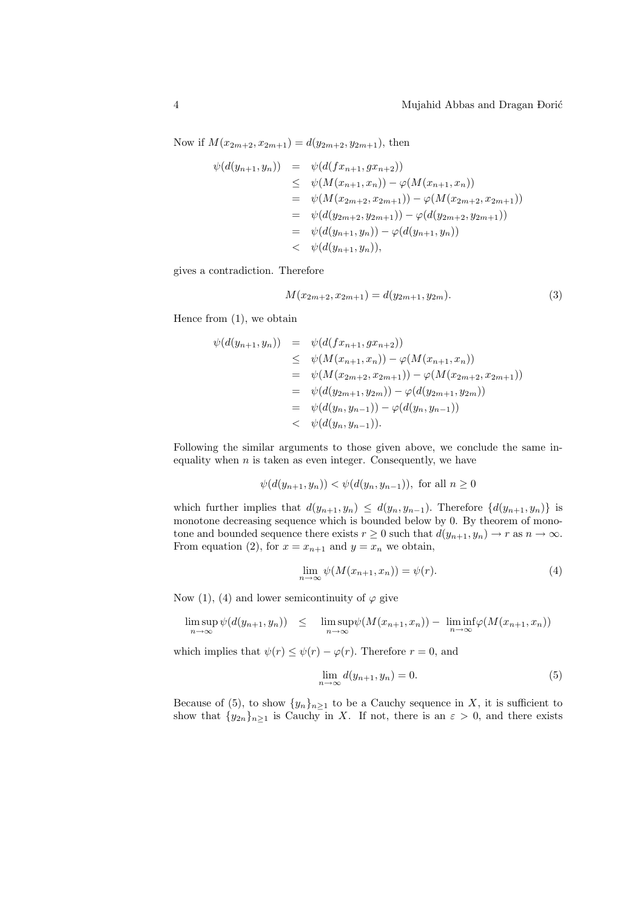Now if $M(x_{2m+2}, x_{2m+1}) = d(y_{2m+2}, y_{2m+1})$, then

$$
\begin{aligned}
\psi(d(y_{n+1}, y_n)) &= \psi(d(fx_{n+1}, gx_{n+2})) \\
&\leq \psi(M(x_{n+1}, x_n)) - \varphi(M(x_{n+1}, x_n)) \\
&= \psi(M(x_{2m+2}, x_{2m+1})) - \varphi(M(x_{2m+2}, x_{2m+1})) \\
&= \psi(d(y_{2m+2}, y_{2m+1})) - \varphi(d(y_{2m+2}, y_{2m+1})) \\
&= \psi(d(y_{n+1}, y_n)) - \varphi(d(y_{n+1}, y_n)) \\
&< \psi(d(y_{n+1}, y_n)),
\end{aligned}
$$

gives a contradiction. Therefore

$$
M(x_{2m+2}, x_{2m+1}) = d(y_{2m+1}, y_{2m}). \tag{3}
$$

Hence from (1), we obtain

$$
\begin{aligned}
\psi(d(y_{n+1}, y_n)) &= \psi(d(fx_{n+1}, gx_{n+2})) \\
&\leq \psi(M(x_{n+1}, x_n)) - \varphi(M(x_{n+1}, x_n)) \\
&= \psi(M(x_{2m+2}, x_{2m+1})) - \varphi(M(x_{2m+2}, x_{2m+1})) \\
&= \psi(d(y_{2m+1}, y_{2m})) - \varphi(d(y_{2m+1}, y_{2m})) \\
&= \psi(d(y_n, y_{n-1})) - \varphi(d(y_n, y_{n-1})) \\
&< \psi(d(y_n, y_{n-1})).
\end{aligned}
$$

Following the similar arguments to those given above, we conclude the same inequality when $n$ is taken as even integer. Consequently, we have

$$
\psi(d(y_{n+1}, y_n)) < \psi(d(y_n, y_{n-1})), \text{ for all } n \geq 0
$$

which further implies that $d(y_{n+1}, y_n) \leq d(y_n, y_{n-1})$. Therefore $\{d(y_{n+1}, y_n)\}$ is monotone decreasing sequence which is bounded below by 0. By theorem of monotone and bounded sequence there exists $r \geq 0$ such that $d(y_{n+1}, y_n) \to r$ as $n \to \infty$. From equation (2), for $x = x_{n+1}$ and $y = x_n$ we obtain,

$$
\lim_{n \to \infty} \psi(M(x_{n+1}, x_n)) = \psi(r). \tag{4}
$$

Now (1), (4) and lower semicontinuity of $\varphi$ give

$$
\limsup_{n \to \infty} \psi(d(y_{n+1}, y_n)) \leq \limsup_{n \to \infty} \psi(M(x_{n+1}, x_n)) - \liminf_{n \to \infty} \varphi(M(x_{n+1}, x_n))
$$

which implies that $\psi(r) \leq \psi(r) - \varphi(r)$. Therefore $r = 0$, and

$$
\lim_{n \to \infty} d(y_{n+1}, y_n) = 0. \tag{5}
$$

Because of (5), to show $\{y_n\}_{n \geq 1}$ to be a Cauchy sequence in $X$, it is sufficient to show that $\{y_{2n}\}_{n \geq 1}$ is Cauchy in $X$. If not, there is an $\varepsilon > 0$, and there exists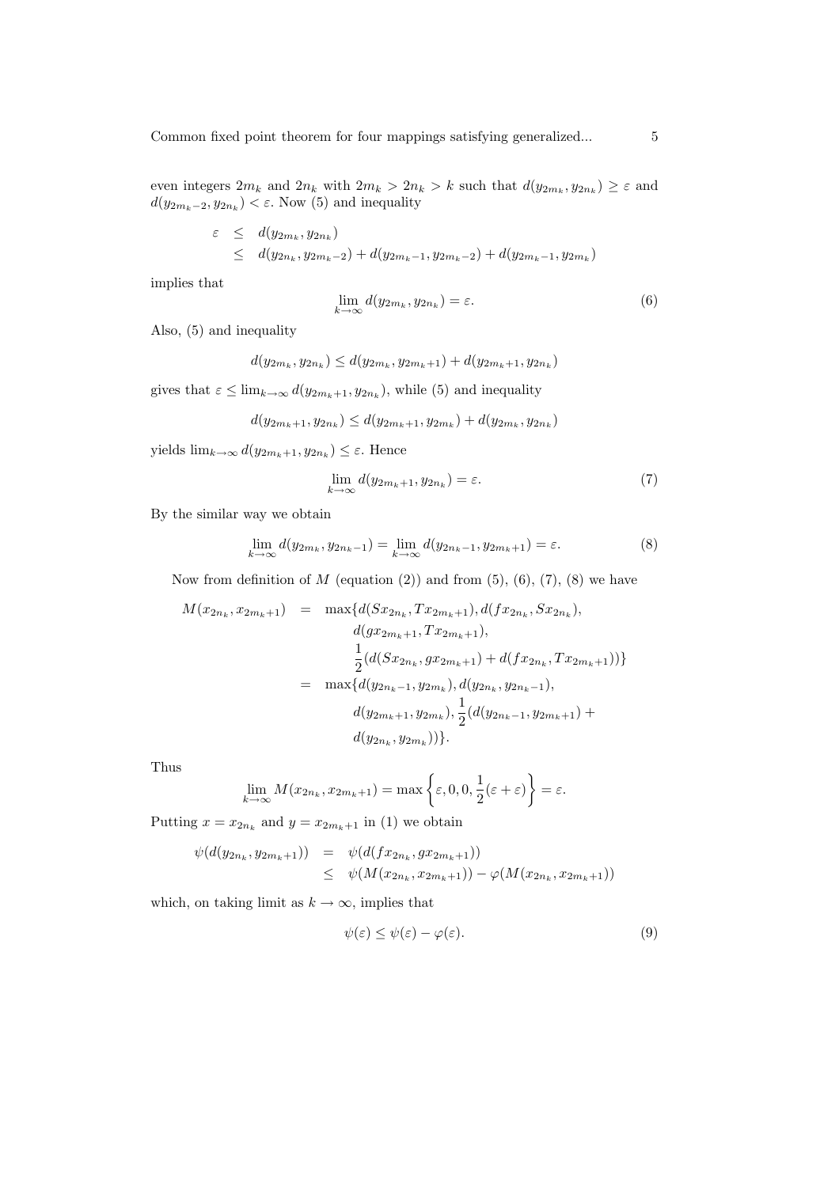even integers $2m_k$ and $2n_k$ with $2m_k > 2n_k > k$ such that $d(y_{2m_k}, y_{2n_k}) \geq \varepsilon$ and $d(y_{2m_k-2}, y_{2n_k}) < \varepsilon$. Now (5) and inequality

$$
\begin{aligned}
\varepsilon &\leq d(y_{2m_k}, y_{2n_k}) \\
&\leq d(y_{2n_k}, y_{2m_k-2}) + d(y_{2m_k-1}, y_{2m_k-2}) + d(y_{2m_k-1}, y_{2m_k})
\end{aligned}
$$

implies that

$$
\lim_{k\to\infty} d(y_{2m_k}, y_{2n_k}) = \varepsilon. \tag{6}
$$

Also, (5) and inequality

$$
d(y_{2m_k}, y_{2n_k}) \leq d(y_{2m_k}, y_{2m_k+1}) + d(y_{2m_k+1}, y_{2n_k})
$$

gives that $\varepsilon \leq \lim_{k\to\infty} d(y_{2m_k+1}, y_{2n_k})$, while (5) and inequality

$$
d(y_{2m_k+1}, y_{2n_k}) \leq d(y_{2m_k+1}, y_{2m_k}) + d(y_{2m_k}, y_{2n_k})
$$

yields $\lim_{k\to\infty} d(y_{2m_k+1}, y_{2n_k}) \leq \varepsilon$. Hence

$$
\lim_{k\to\infty} d(y_{2m_k+1}, y_{2n_k}) = \varepsilon. \tag{7}
$$

By the similar way we obtain

$$
\lim_{k\to\infty} d(y_{2m_k}, y_{2n_k-1}) = \lim_{k\to\infty} d(y_{2n_k-1}, y_{2m_k+1}) = \varepsilon. \tag{8}
$$

Now from definition of $M$ (equation (2)) and from (5), (6), (7), (8) we have

$$
\begin{aligned}
M(x_{2n_k}, x_{2m_k+1}) &= \max\{d(Sx_{2n_k}, Tx_{2m_k+1}), d(fx_{2n_k}, Sx_{2n_k}), \\
&\qquad d(gx_{2m_k+1}, Tx_{2m_k+1}), \\
&\qquad \frac{1}{2}(d(Sx_{2n_k}, gx_{2m_k+1}) + d(fx_{2n_k}, Tx_{2m_k+1}))\} \\
&= \max\{d(y_{2n_k-1}, y_{2m_k}), d(y_{2n_k}, y_{2n_k-1}), \\
&\qquad d(y_{2m_k+1}, y_{2m_k}), \frac{1}{2}(d(y_{2n_k-1}, y_{2m_k+1}) + \\
&\qquad d(y_{2n_k}, y_{2m_k}))\}.
\end{aligned}
$$

Thus

$$
\lim_{k\to\infty} M(x_{2n_k}, x_{2m_k+1}) = \max\left\{\varepsilon, 0, 0, \frac{1}{2}(\varepsilon + \varepsilon)\right\} = \varepsilon.
$$

Putting $x = x_{2n_k}$ and $y = x_{2m_k+1}$ in (1) we obtain

$$
\begin{aligned}
\psi(d(y_{2n_k}, y_{2m_k+1})) &= \psi(d(fx_{2n_k}, gx_{2m_k+1})) \\
&\leq \psi(M(x_{2n_k}, x_{2m_k+1})) - \varphi(M(x_{2n_k}, x_{2m_k+1}))
\end{aligned}
$$

which, on taking limit as $k \to \infty$, implies that

$$
\psi(\varepsilon) \leq \psi(\varepsilon) - \varphi(\varepsilon). \tag{9}
$$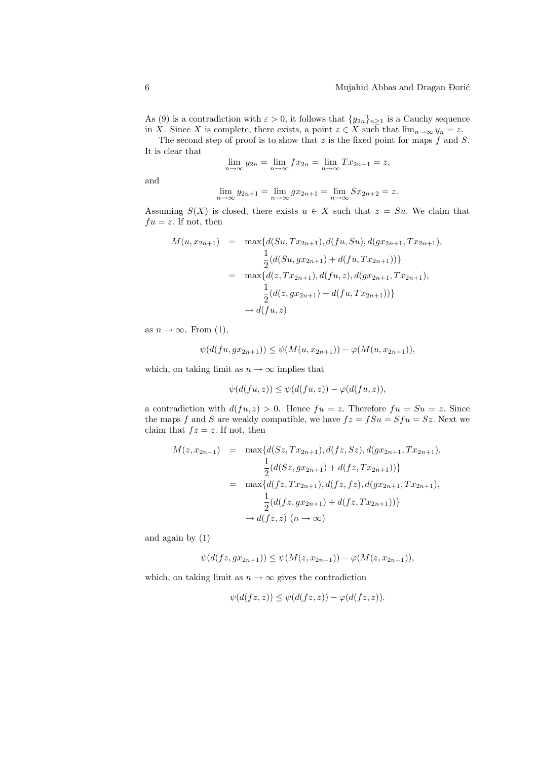As (9) is a contradiction with $\varepsilon > 0$, it follows that $\{y_{2n}\}_{n\geq 1}$ is a Cauchy sequence in $X$. Since $X$ is complete, there exists, a point $z \in X$ such that $\lim_{n\to\infty} y_n = z$.

The second step of proof is to show that $z$ is the fixed point for maps $f$ and $S$. It is clear that

$$\lim_{n\to\infty} y_{2n} = \lim_{n\to\infty} fx_{2n} = \lim_{n\to\infty} Tx_{2n+1} = z,$$

and

$$\lim_{n\to\infty} y_{2n+1} = \lim_{n\to\infty} gx_{2n+1} = \lim_{n\to\infty} Sx_{2n+2} = z.$$

Assuming $S(X)$ is closed, there exists $u \in X$ such that $z = Su$. We claim that $fu = z$. If not, then

$$\begin{aligned}
M(u, x_{2n+1}) &= \max\{d(Su, Tx_{2n+1}), d(fu, Su), d(gx_{2n+1}, Tx_{2n+1}), \\
&\qquad \frac{1}{2}(d(Su, gx_{2n+1}) + d(fu, Tx_{2n+1}))\} \\
&= \max\{d(z, Tx_{2n+1}), d(fu, z), d(gx_{2n+1}, Tx_{2n+1}), \\
&\qquad \frac{1}{2}(d(z, gx_{2n+1}) + d(fu, Tx_{2n+1}))\} \\
&\qquad \to d(fu, z)
\end{aligned}$$

as $n \to \infty$. From (1),

$$\psi(d(fu, gx_{2n+1})) \leq \psi(M(u, x_{2n+1})) - \varphi(M(u, x_{2n+1})),$$

which, on taking limit as $n \to \infty$ implies that

$$\psi(d(fu, z)) \leq \psi(d(fu, z)) - \varphi(d(fu, z)),$$

a contradiction with $d(fu, z) > 0$. Hence $fu = z$. Therefore $fu = Su = z$. Since the maps $f$ and $S$ are weakly compatible, we have $fz = fSu = Sfu = Sz$. Next we claim that $fz = z$. If not, then

$$\begin{aligned}
M(z, x_{2n+1}) &= \max\{d(Sz, Tx_{2n+1}), d(fz, Sz), d(gx_{2n+1}, Tx_{2n+1}), \\
&\qquad \frac{1}{2}(d(Sz, gx_{2n+1}) + d(fz, Tx_{2n+1}))\} \\
&= \max\{d(fz, Tx_{2n+1}), d(fz, fz), d(gx_{2n+1}, Tx_{2n+1}), \\
&\qquad \frac{1}{2}(d(fz, gx_{2n+1}) + d(fz, Tx_{2n+1}))\} \\
&\qquad \to d(fz, z) \ (n \to \infty)
\end{aligned}$$

and again by (1)

$$\psi(d(fz, gx_{2n+1})) \leq \psi(M(z, x_{2n+1})) - \varphi(M(z, x_{2n+1})),$$

which, on taking limit as $n \to \infty$ gives the contradiction

$$\psi(d(fz, z)) \leq \psi(d(fz, z)) - \varphi(d(fz, z)).$$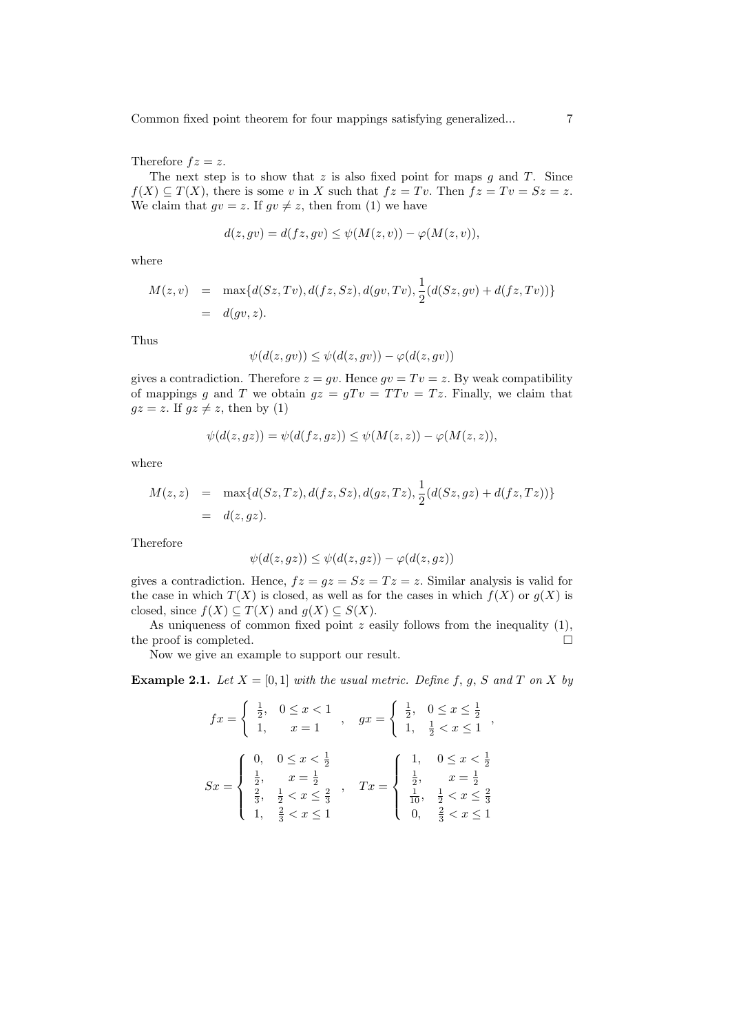Therefore $fz = z$.

The next step is to show that $z$ is also fixed point for maps $g$ and $T$. Since $f(X) \subseteq T(X)$, there is some $v$ in $X$ such that $fz = Tv$. Then $fz = Tv = Sz = z$. We claim that $gv = z$. If $gv \neq z$, then from (1) we have

$$d(z, gv) = d(fz, gv) \leq \psi(M(z, v)) - \varphi(M(z, v)),$$

where

$$\begin{aligned} M(z, v) &= \max\{d(Sz, Tv), d(fz, Sz), d(gv, Tv), \frac{1}{2}(d(Sz, gv) + d(fz, Tv))\} \\ &= d(gv, z). \end{aligned}$$

Thus

$$\psi(d(z, gv)) \leq \psi(d(z, gv)) - \varphi(d(z, gv))$$

gives a contradiction. Therefore $z = gv$. Hence $gv = Tv = z$. By weak compatibility of mappings $g$ and $T$ we obtain $gz = gTv = TTv = Tz$. Finally, we claim that $gz = z$. If $gz \neq z$, then by (1)

$$\psi(d(z, gz)) = \psi(d(fz, gz)) \leq \psi(M(z, z)) - \varphi(M(z, z)),$$

where

$$\begin{aligned} M(z, z) &= \max\{d(Sz, Tz), d(fz, Sz), d(gz, Tz), \frac{1}{2}(d(Sz, gz) + d(fz, Tz))\} \\ &= d(z, gz). \end{aligned}$$

Therefore

$$\psi(d(z, gz)) \leq \psi(d(z, gz)) - \varphi(d(z, gz))$$

gives a contradiction. Hence, $fz = gz = Sz = Tz = z$. Similar analysis is valid for the case in which $T(X)$ is closed, as well as for the cases in which $f(X)$ or $g(X)$ is closed, since $f(X) \subseteq T(X)$ and $g(X) \subseteq S(X)$.

As uniqueness of common fixed point $z$ easily follows from the inequality (1), the proof is completed. □

Now we give an example to support our result.

**Example 2.1.** *Let $X = [0, 1]$ with the usual metric. Define $f$, $g$, $S$ and $T$ on $X$ by*

$$fx = \begin{cases} \frac{1}{2}, & 0 \leq x < 1 \\ 1, & x = 1 \end{cases}, \quad gx = \begin{cases} \frac{1}{2}, & 0 \leq x \leq \frac{1}{2} \\ 1, & \frac{1}{2} < x \leq 1 \end{cases},$$

$$Sx = \begin{cases} 0, & 0 \leq x < \frac{1}{2} \\ \frac{1}{2}, & x = \frac{1}{2} \\ \frac{2}{3}, & \frac{1}{2} < x \leq \frac{2}{3} \\ 1, & \frac{2}{3} < x \leq 1 \end{cases}, \quad Tx = \begin{cases} 1, & 0 \leq x < \frac{1}{2} \\ \frac{1}{2}, & x = \frac{1}{2} \\ \frac{1}{10}, & \frac{1}{2} < x \leq \frac{2}{3} \\ 0, & \frac{2}{3} < x \leq 1 \end{cases}$$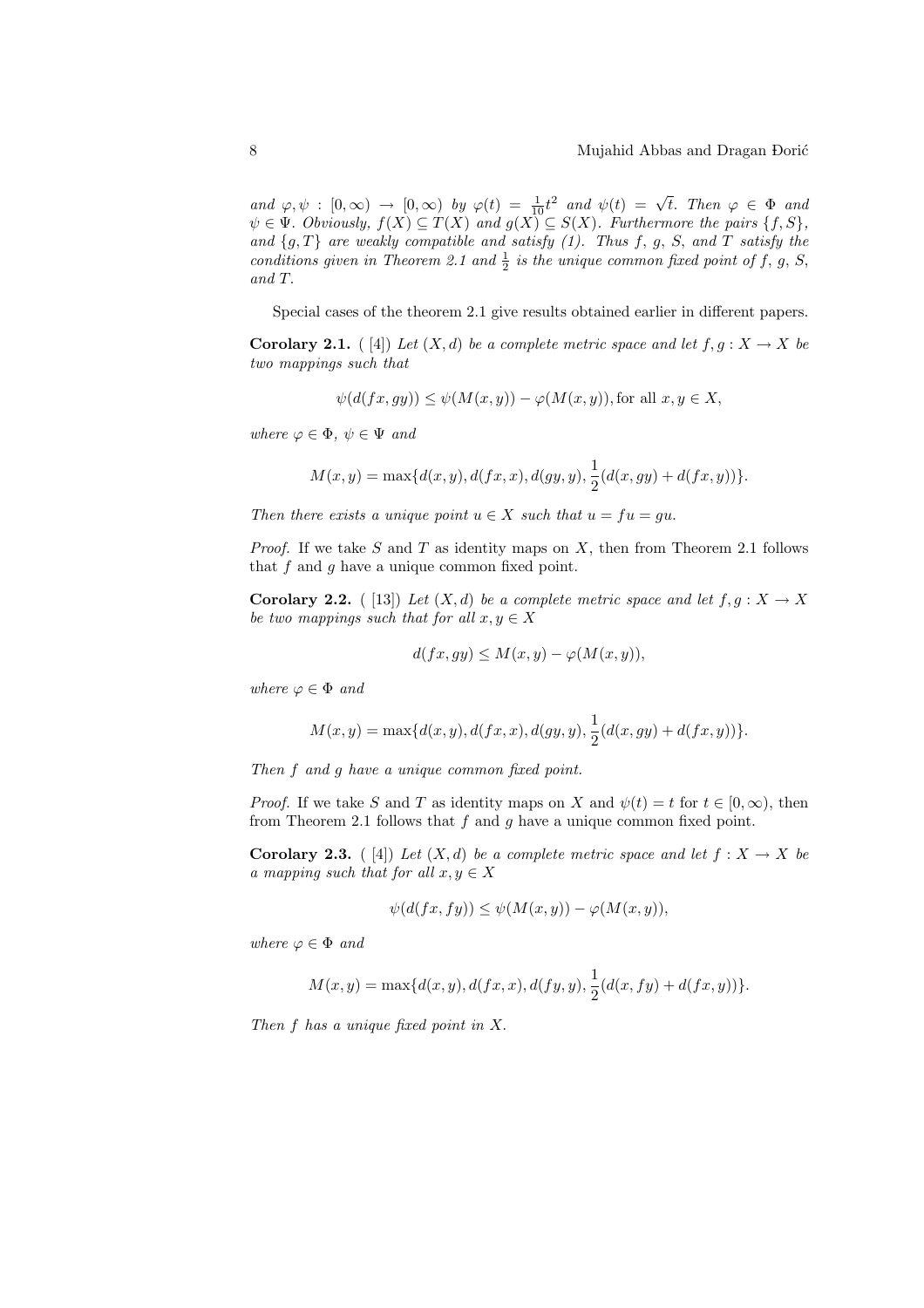*and* $\varphi, \psi : [0, \infty) \to [0, \infty)$ *by* $\varphi(t) = \frac{1}{10}t^2$ *and* $\psi(t) = \sqrt{t}$. *Then* $\varphi \in \Phi$ *and* $\psi \in \Psi$. *Obviously,* $f(X) \subseteq T(X)$ *and* $g(X) \subseteq S(X)$. *Furthermore the pairs* $\{f, S\}$, *and* $\{g, T\}$ *are weakly compatible and satisfy (1). Thus* $f$, $g$, $S$, *and* $T$ *satisfy the conditions given in Theorem 2.1 and* $\frac{1}{2}$ *is the unique common fixed point of* $f$, $g$, $S$, *and* $T$.

Special cases of the theorem 2.1 give results obtained earlier in different papers.

**Corolary 2.1.** ( [4]) *Let* $(X, d)$ *be a complete metric space and let* $f, g : X \to X$ *be two mappings such that*

$$\psi(d(fx, gy)) \leq \psi(M(x, y)) - \varphi(M(x, y)), \text{for all } x, y \in X,$$

*where* $\varphi \in \Phi$, $\psi \in \Psi$ *and*

$$M(x, y) = \max\{d(x, y), d(fx, x), d(gy, y), \frac{1}{2}(d(x, gy) + d(fx, y))\}.$$

*Then there exists a unique point* $u \in X$ *such that* $u = fu = gu$.

*Proof.* If we take $S$ and $T$ as identity maps on $X$, then from Theorem 2.1 follows that $f$ and $g$ have a unique common fixed point.

**Corolary 2.2.** ( [13]) *Let* $(X, d)$ *be a complete metric space and let* $f, g : X \to X$ *be two mappings such that for all* $x, y \in X$

$$d(fx, gy) \leq M(x, y) - \varphi(M(x, y)),$$

*where* $\varphi \in \Phi$ *and*

$$M(x, y) = \max\{d(x, y), d(fx, x), d(gy, y), \frac{1}{2}(d(x, gy) + d(fx, y))\}.$$

*Then* $f$ *and* $g$ *have a unique common fixed point.*

*Proof.* If we take $S$ and $T$ as identity maps on $X$ and $\psi(t) = t$ for $t \in [0, \infty)$, then from Theorem 2.1 follows that $f$ and $g$ have a unique common fixed point.

**Corolary 2.3.** ( [4]) *Let* $(X, d)$ *be a complete metric space and let* $f : X \to X$ *be a mapping such that for all* $x, y \in X$

$$\psi(d(fx, fy)) \leq \psi(M(x, y)) - \varphi(M(x, y)),$$

*where* $\varphi \in \Phi$ *and*

$$M(x, y) = \max\{d(x, y), d(fx, x), d(fy, y), \frac{1}{2}(d(x, fy) + d(fx, y))\}.$$

*Then* $f$ *has a unique fixed point in* $X$.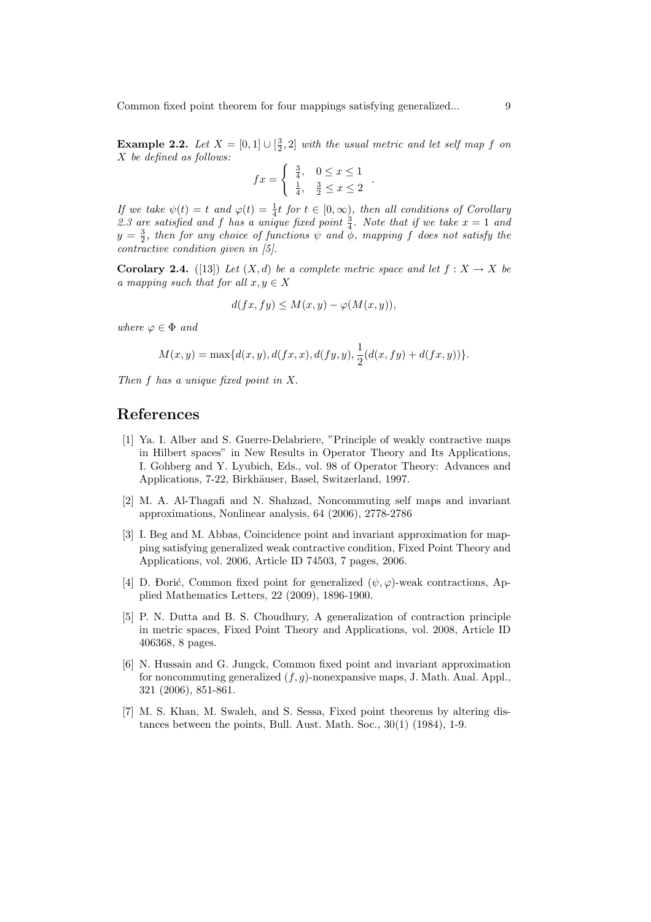**Example 2.2.** *Let $X = [0,1] \cup [\frac{3}{2}, 2]$ with the usual metric and let self map $f$ on $X$ be defined as follows:*

$$fx = \begin{cases} \frac{3}{4}, & 0 \leq x \leq 1 \\ \frac{1}{4}, & \frac{3}{2} \leq x \leq 2 \end{cases}.$$

*If we take $\psi(t) = t$ and $\varphi(t) = \frac{1}{4}t$ for $t \in [0, \infty)$, then all conditions of Corollary 2.3 are satisfied and $f$ has a unique fixed point $\frac{3}{4}$. Note that if we take $x = 1$ and $y = \frac{3}{2}$, then for any choice of functions $\psi$ and $\phi$, mapping $f$ does not satisfy the contractive condition given in [5].*

**Corolary 2.4.** ([13]) *Let $(X, d)$ be a complete metric space and let $f : X \to X$ be a mapping such that for all $x, y \in X$*

$$d(fx, fy) \leq M(x, y) - \varphi(M(x, y)),$$

*where $\varphi \in \Phi$ and*

$$M(x, y) = \max\{d(x, y), d(fx, x), d(fy, y), \frac{1}{2}(d(x, fy) + d(fx, y))\}.$$

*Then $f$ has a unique fixed point in $X$.*

# References

[1] Ya. I. Alber and S. Guerre-Delabriere, "Principle of weakly contractive maps in Hilbert spaces" in New Results in Operator Theory and Its Applications, I. Gohberg and Y. Lyubich, Eds., vol. 98 of Operator Theory: Advances and Applications, 7-22, Birkhäuser, Basel, Switzerland, 1997.

[2] M. A. Al-Thagafi and N. Shahzad, Noncommuting self maps and invariant approximations, Nonlinear analysis, 64 (2006), 2778-2786

[3] I. Beg and M. Abbas, Coincidence point and invariant approximation for mapping satisfying generalized weak contractive condition, Fixed Point Theory and Applications, vol. 2006, Article ID 74503, 7 pages, 2006.

[4] D. Đorić, Common fixed point for generalized $(\psi, \varphi)$-weak contractions, Applied Mathematics Letters, 22 (2009), 1896-1900.

[5] P. N. Dutta and B. S. Choudhury, A generalization of contraction principle in metric spaces, Fixed Point Theory and Applications, vol. 2008, Article ID 406368, 8 pages.

[6] N. Hussain and G. Jungck, Common fixed point and invariant approximation for noncommuting generalized $(f, g)$-nonexpansive maps, J. Math. Anal. Appl., 321 (2006), 851-861.

[7] M. S. Khan, M. Swaleh, and S. Sessa, Fixed point theorems by altering distances between the points, Bull. Aust. Math. Soc., 30(1) (1984), 1-9.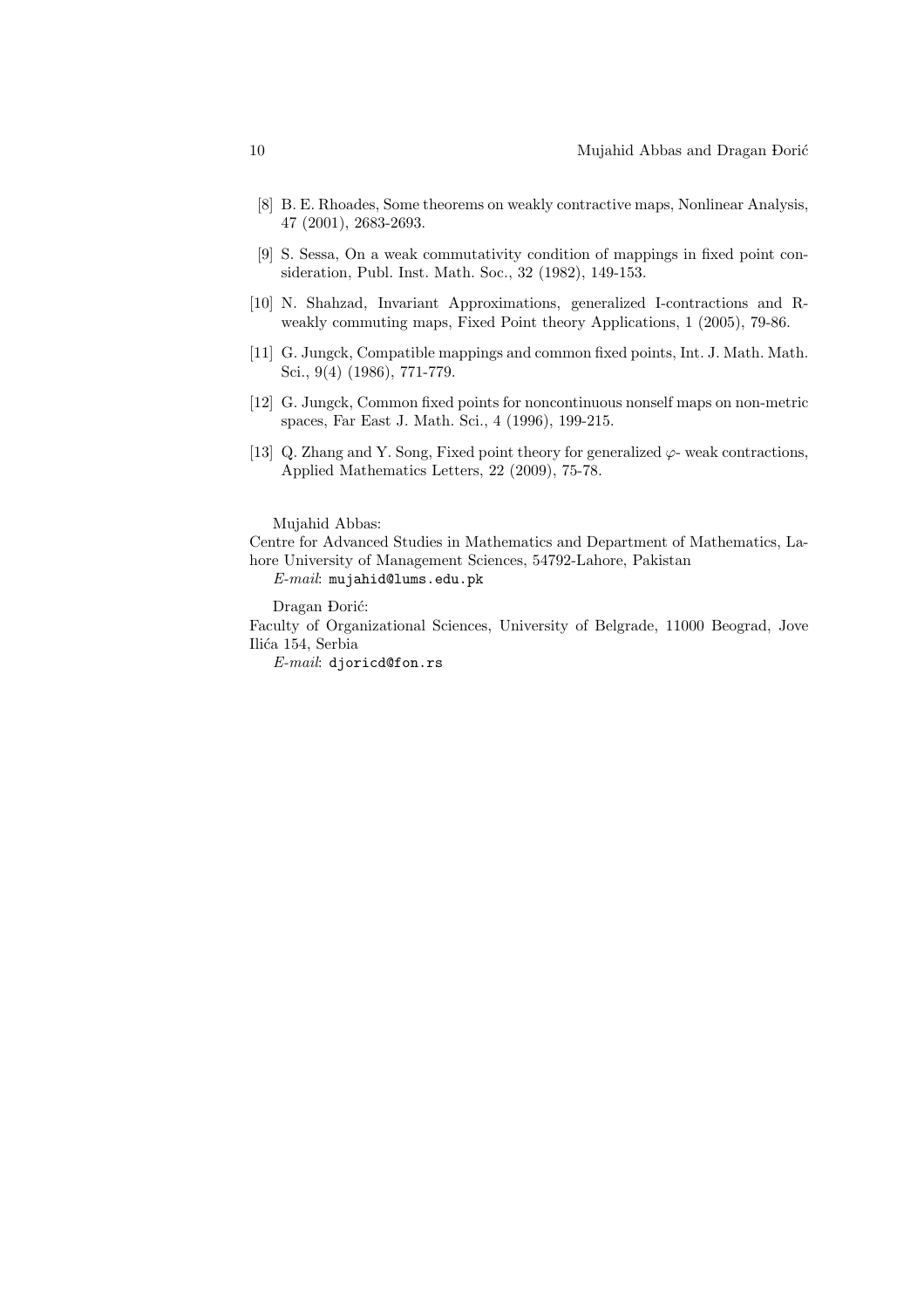[8] B. E. Rhoades, Some theorems on weakly contractive maps, Nonlinear Analysis, 47 (2001), 2683-2693.

[9] S. Sessa, On a weak commutativity condition of mappings in fixed point consideration, Publ. Inst. Math. Soc., 32 (1982), 149-153.

[10] N. Shahzad, Invariant Approximations, generalized I-contractions and R-weakly commuting maps, Fixed Point theory Applications, 1 (2005), 79-86.

[11] G. Jungck, Compatible mappings and common fixed points, Int. J. Math. Math. Sci., 9(4) (1986), 771-779.

[12] G. Jungck, Common fixed points for noncontinuous nonself maps on non-metric spaces, Far East J. Math. Sci., 4 (1996), 199-215.

[13] Q. Zhang and Y. Song, Fixed point theory for generalized $\varphi$- weak contractions, Applied Mathematics Letters, 22 (2009), 75-78.

Mujahid Abbas:
Centre for Advanced Studies in Mathematics and Department of Mathematics, Lahore University of Management Sciences, 54792-Lahore, Pakistan
*E-mail*: mujahid@lums.edu.pk

Dragan Đorić:
Faculty of Organizational Sciences, University of Belgrade, 11000 Beograd, Jove Ilića 154, Serbia
*E-mail*: djoricd@fon.rs